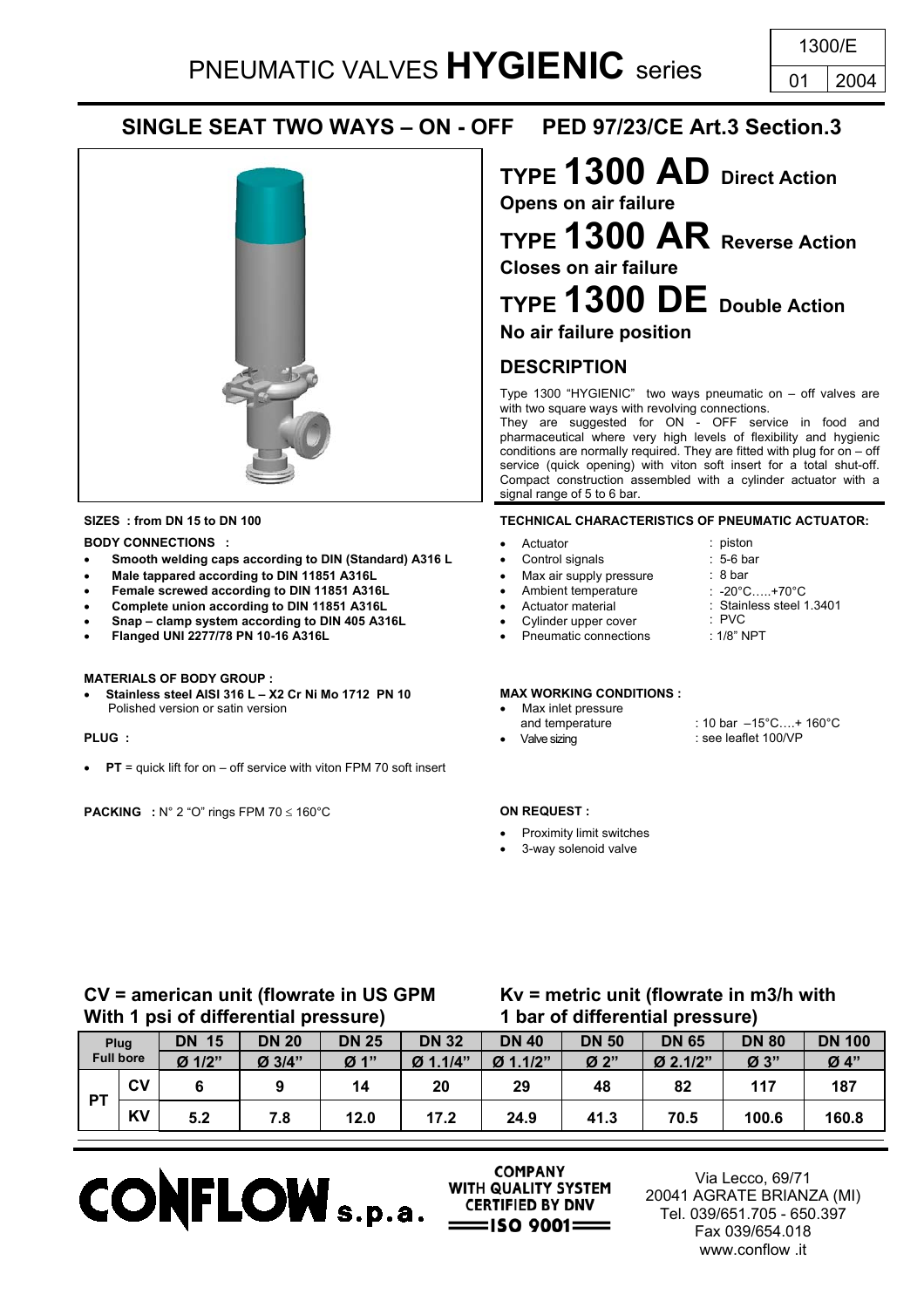1300/E

01 | 2004

# PNEUMATIC VALVES **HYGIENIC** series

## SINGLE SEAT TWO WAYS – ON - OFF    PED 97/23/CE Art.3 Section.3

# TYPE 1300 AD Direct Action

**Opens on air failure**

# TYPE 1300 AR Reverse Action

**Closes on air failure**

# TYPE 1300 DE Double Action

**No air failure position**

## DESCRIPTION

Type 1300 "HYGIENIC" two ways pneumatic on – off valves are with two square ways with revolving connections.
They are suggested for ON - OFF service in food and pharmaceutical where very high levels of flexibility and hygienic conditions are normally required. They are fitted with plug for on – off service (quick opening) with viton soft insert for a total shut-off. Compact construction assembled with a cylinder actuator with a signal range of 5 to 6 bar.

**SIZES : from DN 15 to DN 100**

**BODY CONNECTIONS :**

- **Smooth welding caps according to DIN (Standard) A316 L**
- **Male tappared according to DIN 11851 A316L**
- **Female screwed according to DIN 11851 A316L**
- **Complete union according to DIN 11851 A316L**
- **Snap – clamp system according to DIN 405 A316L**
- **Flanged UNI 2277/78 PN 10-16 A316L**

**MATERIALS OF BODY GROUP :**

- **Stainless steel AISI 316 L – X2 Cr Ni Mo 1712 PN 10**
  Polished version or satin version

**PLUG :**

- **PT** = quick lift for on – off service with viton FPM 70 soft insert

**PACKING :** N° 2 "O" rings FPM 70 ≤ 160°C

**TECHNICAL CHARACTERISTICS OF PNEUMATIC ACTUATOR:**

- Actuator : piston
- Control signals : 5-6 bar
- Max air supply pressure : 8 bar
- Ambient temperature : -20°C…..+70°C
- Actuator material : Stainless steel 1.3401
- Cylinder upper cover : PVC
- Pneumatic connections : 1/8" NPT

**MAX WORKING CONDITIONS :**

- Max inlet pressure and temperature : 10 bar –15°C….+ 160°C
- Valve sizing : see leaflet 100/VP

**ON REQUEST :**

- Proximity limit switches
- 3-way solenoid valve

### CV = american unit (flowrate in US GPM With 1 psi of differential pressure)

### Kv = metric unit (flowrate in m3/h with 1 bar of differential pressure)

| Plug Full bore | | DN 15 Ø 1/2" | DN 20 Ø 3/4" | DN 25 Ø 1" | DN 32 Ø 1.1/4" | DN 40 Ø 1.1/2" | DN 50 Ø 2" | DN 65 Ø 2.1/2" | DN 80 Ø 3" | DN 100 Ø 4" |
|---|---|---|---|---|---|---|---|---|---|---|
| PT | CV | 6 | 9 | 14 | 20 | 29 | 48 | 82 | 117 | 187 |
| | KV | 5.2 | 7.8 | 12.0 | 17.2 | 24.9 | 41.3 | 70.5 | 100.6 | 160.8 |

**CONFLOW s.p.a.**

COMPANY WITH QUALITY SYSTEM CERTIFIED BY DNV ISO 9001

Via Lecco, 69/71
20041 AGRATE BRIANZA (MI)
Tel. 039/651.705 - 650.397
Fax 039/654.018
www.conflow .it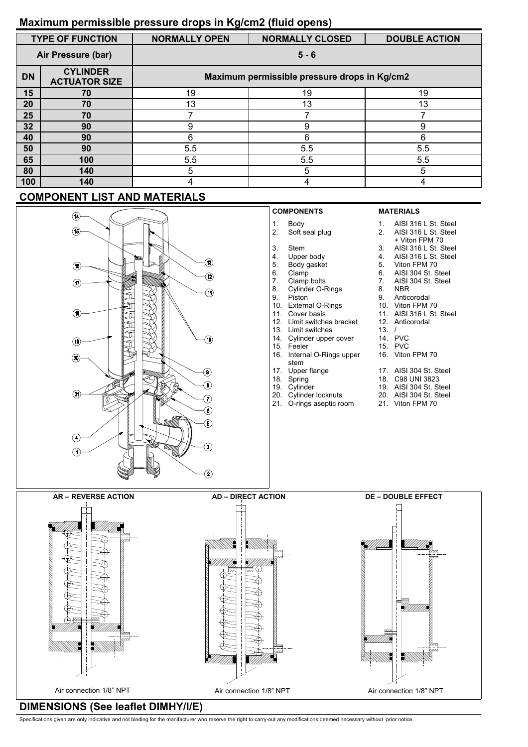## Maximum permissible pressure drops in Kg/cm2 (fluid opens)

| TYPE OF FUNCTION | | NORMALLY OPEN | NORMALLY CLOSED | DOUBLE ACTION |
|---|---|---|---|---|
| Air Pressure (bar) | | 5 - 6 | | |
| DN | CYLINDER ACTUATOR SIZE | Maximum permissible pressure drops in Kg/cm2 | | |
| 15 | 70 | 19 | 19 | 19 |
| 20 | 70 | 13 | 13 | 13 |
| 25 | 70 | 7 | 7 | 7 |
| 32 | 90 | 9 | 9 | 9 |
| 40 | 90 | 6 | 6 | 6 |
| 50 | 90 | 5.5 | 5.5 | 5.5 |
| 65 | 100 | 5.5 | 5.5 | 5.5 |
| 80 | 140 | 5 | 5 | 5 |
| 100 | 140 | 4 | 4 | 4 |

## COMPONENT LIST AND MATERIALS

| COMPONENTS | MATERIALS |
|---|---|
| 1. Body | 1. AISI 316 L St. Steel |
| 2. Soft seal plug | 2. AISI 316 L St. Steel + Viton FPM 70 |
| 3. Stem | 3. AISI 316 L St. Steel |
| 4. Upper body | 4. AISI 316 L St. Steel |
| 5. Body gasket | 5. Viton FPM 70 |
| 6. Clamp | 6. AISI 304 St. Steel |
| 7. Clamp bolts | 7. AISI 304 St. Steel |
| 8. Cylinder O-Rings | 8. NBR |
| 9. Piston | 9. Anticorodal |
| 10. External O-Rings | 10. Viton FPM 70 |
| 11. Cover basis | 11. AISI 316 L St. Steel |
| 12. Limit switches bracket | 12. Anticorodal |
| 13. Limit switches | 13. / |
| 14. Cylinder upper cover | 14. PVC |
| 15. Feeler | 15. PVC |
| 16. Internal O-Rings upper stem | 16. Viton FPM 70 |
| 17. Upper flange | 17. AISI 304 St. Steel |
| 18. Spring | 18. C98 UNI 3823 |
| 19. Cylinder | 19. AISI 304 St. Steel |
| 20. Cylinder locknuts | 20. AISI 304 St. Steel |
| 21. O-rings aseptic room | 21. Viton FPM 70 |

**AR – REVERSE ACTION**

Air connection 1/8" NPT

**AD – DIRECT ACTION**

Air connection 1/8" NPT

**DE – DOUBLE EFFECT**

Air connection 1/8" NPT

## DIMENSIONS (See leaflet DIMHY/I/E)

Specifications given are only indicative and not binding for the manifacturer who reserve the right to carry-out any modifications deemed necessary without prior notice.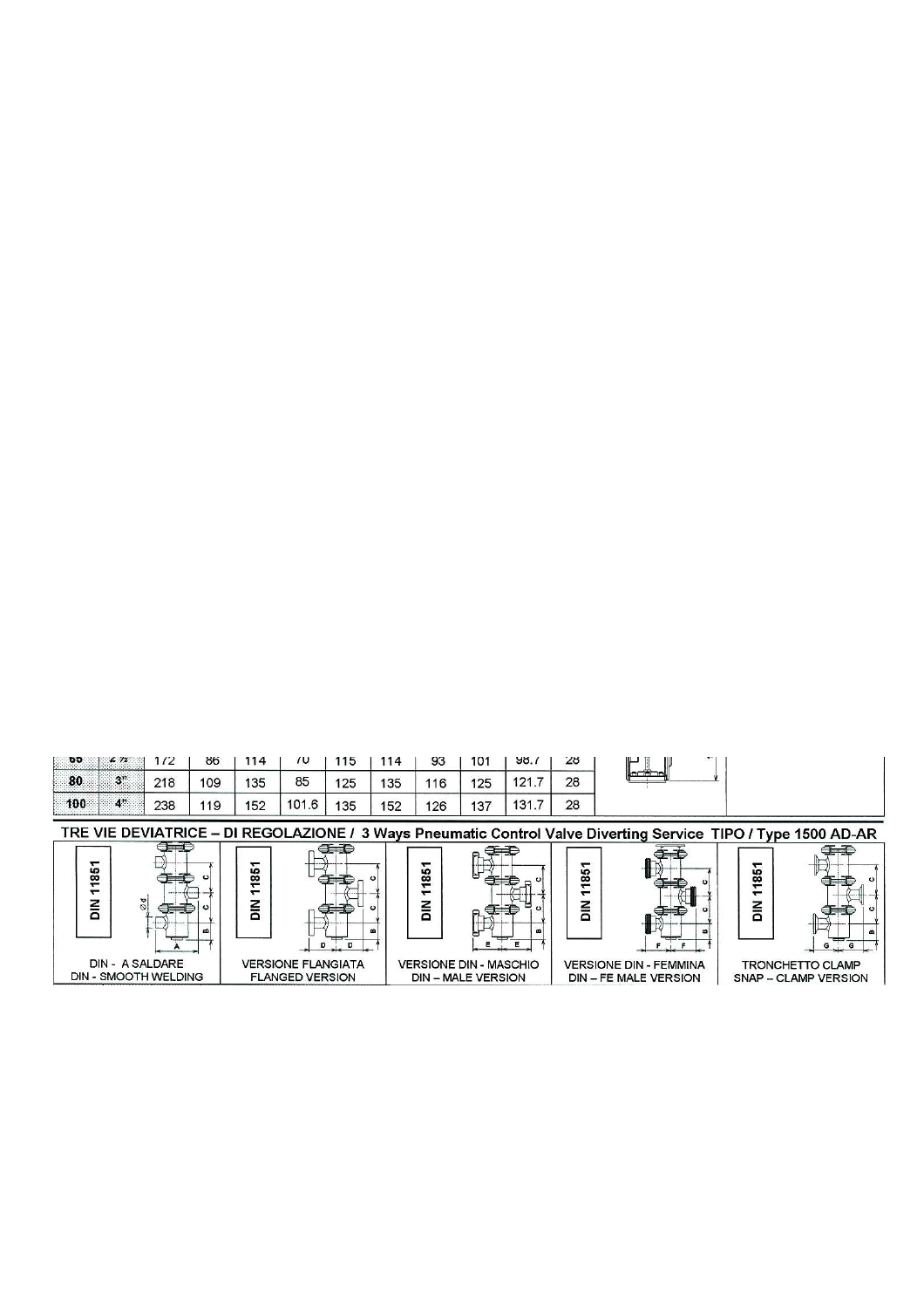| | | | | | | | | | | | |
|---|---|---|---|---|---|---|---|---|---|---|---|
| 65 | 2 ½" | 172 | 86 | 114 | 70 | 115 | 114 | 93 | 101 | 98.7 | 28 |
| 80 | 3" | 218 | 109 | 135 | 85 | 125 | 135 | 116 | 125 | 121.7 | 28 |
| 100 | 4" | 238 | 119 | 152 | 101.6 | 135 | 152 | 126 | 137 | 131.7 | 28 |

## TRE VIE DEVIATRICE – DI REGOLAZIONE / 3 Ways Pneumatic Control Valve Diverting Service TIPO / Type 1500 AD-AR

DIN 11851

DIN - A SALDARE
DIN - SMOOTH WELDING

DIN 11851

VERSIONE FLANGIATA
FLANGED VERSION

DIN 11851

VERSIONE DIN - MASCHIO
DIN – MALE VERSION

DIN 11851

VERSIONE DIN - FEMMINA
DIN – FE MALE VERSION

DIN 11851

TRONCHETTO CLAMP
SNAP – CLAMP VERSION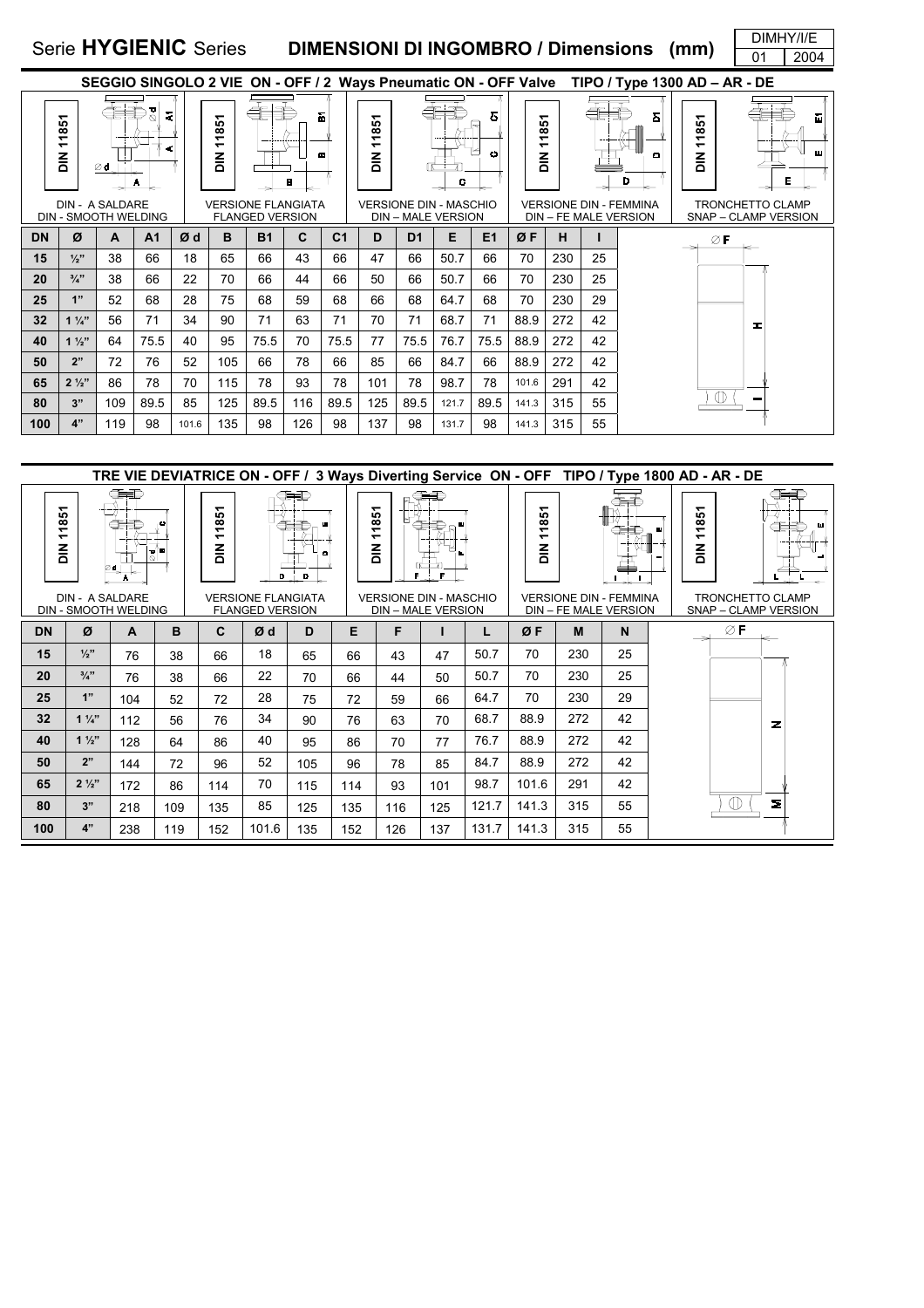# Serie **HYGIENIC** Series **DIMENSIONI DI INGOMBRO / Dimensions (mm)**

| DIMHY/I/E | |
|---|---|
| 01 | 2004 |

## SEGGIO SINGOLO 2 VIE ON - OFF / 2 Ways Pneumatic ON - OFF Valve TIPO / Type 1300 AD – AR - DE

DIN 11851 — DIN - A SALDARE / DIN - SMOOTH WELDING

DIN 11851 — VERSIONE FLANGIATA / FLANGED VERSION

DIN 11851 — VERSIONE DIN - MASCHIO / DIN – MALE VERSION

DIN 11851 — VERSIONE DIN - FEMMINA / DIN – FE MALE VERSION

DIN 11851 — TRONCHETTO CLAMP / SNAP – CLAMP VERSION

| DN | Ø | A | A1 | Ø d | B | B1 | C | C1 | D | D1 | E | E1 | Ø F | H | I |
|---|---|---|---|---|---|---|---|---|---|---|---|---|---|---|---|
| 15 | ½" | 38 | 66 | 18 | 65 | 66 | 43 | 66 | 47 | 66 | 50.7 | 66 | 70 | 230 | 25 |
| 20 | ¾" | 38 | 66 | 22 | 70 | 66 | 44 | 66 | 50 | 66 | 50.7 | 66 | 70 | 230 | 25 |
| 25 | 1" | 52 | 68 | 28 | 75 | 68 | 59 | 68 | 66 | 68 | 64.7 | 68 | 70 | 230 | 29 |
| 32 | 1 ¼" | 56 | 71 | 34 | 90 | 71 | 63 | 71 | 70 | 71 | 68.7 | 71 | 88.9 | 272 | 42 |
| 40 | 1 ½" | 64 | 75.5 | 40 | 95 | 75.5 | 70 | 75.5 | 77 | 75.5 | 76.7 | 75.5 | 88.9 | 272 | 42 |
| 50 | 2" | 72 | 76 | 52 | 105 | 66 | 78 | 66 | 85 | 66 | 84.7 | 66 | 88.9 | 272 | 42 |
| 65 | 2 ½" | 86 | 78 | 70 | 115 | 78 | 93 | 78 | 101 | 78 | 98.7 | 78 | 101.6 | 291 | 42 |
| 80 | 3" | 109 | 89.5 | 85 | 125 | 89.5 | 116 | 89.5 | 125 | 89.5 | 121.7 | 89.5 | 141.3 | 315 | 55 |
| 100 | 4" | 119 | 98 | 101.6 | 135 | 98 | 126 | 98 | 137 | 98 | 131.7 | 98 | 141.3 | 315 | 55 |

## TRE VIE DEVIATRICE ON - OFF / 3 Ways Diverting Service ON - OFF TIPO / Type 1800 AD - AR - DE

DIN 11851 — DIN - A SALDARE / DIN - SMOOTH WELDING

DIN 11851 — VERSIONE FLANGIATA / FLANGED VERSION

DIN 11851 — VERSIONE DIN - MASCHIO / DIN – MALE VERSION

DIN 11851 — VERSIONE DIN - FEMMINA / DIN – FE MALE VERSION

DIN 11851 — TRONCHETTO CLAMP / SNAP – CLAMP VERSION

| DN | Ø | A | B | C | Ø d | D | E | F | I | L | Ø F | M | N |
|---|---|---|---|---|---|---|---|---|---|---|---|---|---|
| 15 | ½" | 76 | 38 | 66 | 18 | 65 | 66 | 43 | 47 | 50.7 | 70 | 230 | 25 |
| 20 | ¾" | 76 | 38 | 66 | 22 | 70 | 66 | 44 | 50 | 50.7 | 70 | 230 | 25 |
| 25 | 1" | 104 | 52 | 72 | 28 | 75 | 72 | 59 | 66 | 64.7 | 70 | 230 | 29 |
| 32 | 1 ¼" | 112 | 56 | 76 | 34 | 90 | 76 | 63 | 70 | 68.7 | 88.9 | 272 | 42 |
| 40 | 1 ½" | 128 | 64 | 86 | 40 | 95 | 86 | 70 | 77 | 76.7 | 88.9 | 272 | 42 |
| 50 | 2" | 144 | 72 | 96 | 52 | 105 | 96 | 78 | 85 | 84.7 | 88.9 | 272 | 42 |
| 65 | 2 ½" | 172 | 86 | 114 | 70 | 115 | 114 | 93 | 101 | 98.7 | 101.6 | 291 | 42 |
| 80 | 3" | 218 | 109 | 135 | 85 | 125 | 135 | 116 | 125 | 121.7 | 141.3 | 315 | 55 |
| 100 | 4" | 238 | 119 | 152 | 101.6 | 135 | 152 | 126 | 137 | 131.7 | 141.3 | 315 | 55 |